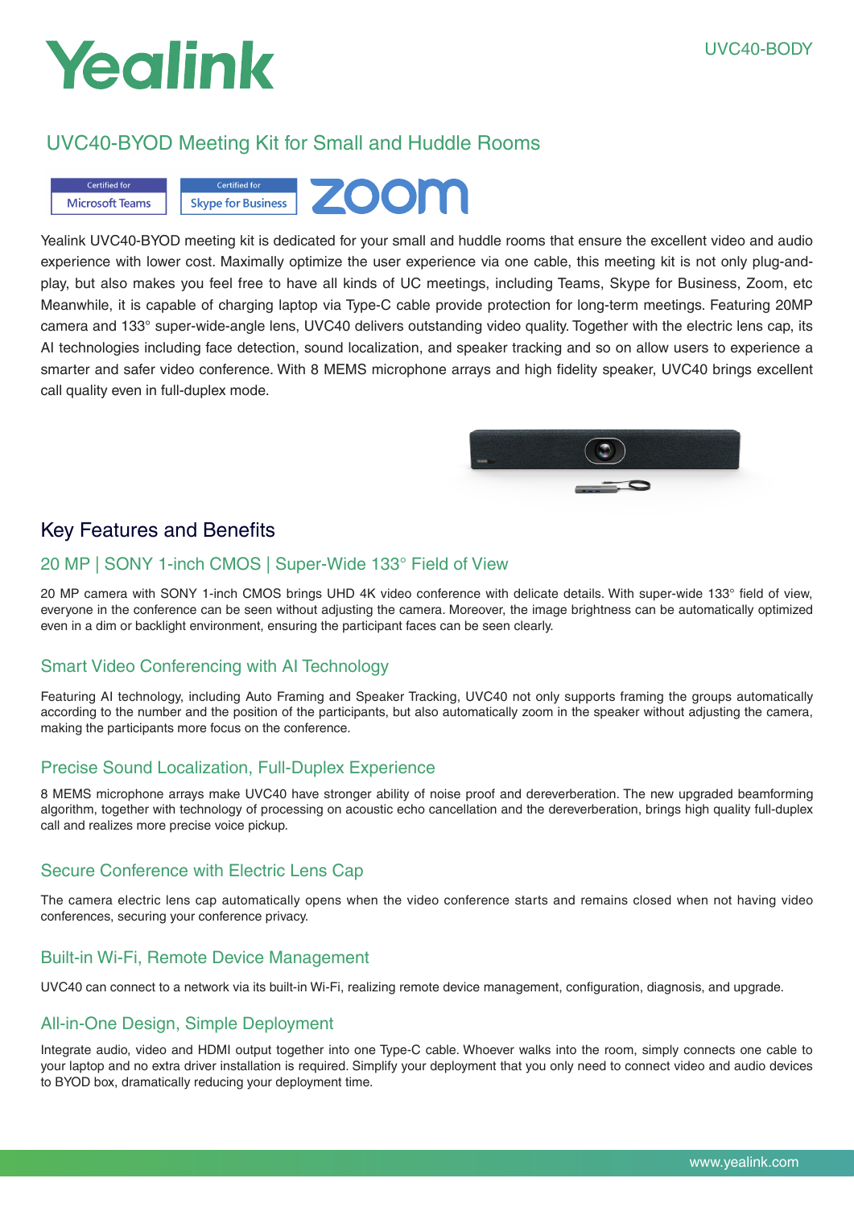Yealink

UVC40-BODY

# UVC40-BYOD Meeting Kit for Small and Huddle Rooms

Certified for Microsoft Teams | Certified for Skype for Business | zoom

Yealink UVC40-BYOD meeting kit is dedicated for your small and huddle rooms that ensure the excellent video and audio experience with lower cost. Maximally optimize the user experience via one cable, this meeting kit is not only plug-and-play, but also makes you feel free to have all kinds of UC meetings, including Teams, Skype for Business, Zoom, etc Meanwhile, it is capable of charging laptop via Type-C cable provide protection for long-term meetings. Featuring 20MP camera and 133° super-wide-angle lens, UVC40 delivers outstanding video quality. Together with the electric lens cap, its AI technologies including face detection, sound localization, and speaker tracking and so on allow users to experience a smarter and safer video conference. With 8 MEMS microphone arrays and high fidelity speaker, UVC40 brings excellent call quality even in full-duplex mode.

## Key Features and Benefits

### 20 MP | SONY 1-inch CMOS | Super-Wide 133° Field of View

20 MP camera with SONY 1-inch CMOS brings UHD 4K video conference with delicate details. With super-wide 133° field of view, everyone in the conference can be seen without adjusting the camera. Moreover, the image brightness can be automatically optimized even in a dim or backlight environment, ensuring the participant faces can be seen clearly.

### Smart Video Conferencing with AI Technology

Featuring AI technology, including Auto Framing and Speaker Tracking, UVC40 not only supports framing the groups automatically according to the number and the position of the participants, but also automatically zoom in the speaker without adjusting the camera, making the participants more focus on the conference.

### Precise Sound Localization, Full-Duplex Experience

8 MEMS microphone arrays make UVC40 have stronger ability of noise proof and dereverberation. The new upgraded beamforming algorithm, together with technology of processing on acoustic echo cancellation and the dereverberation, brings high quality full-duplex call and realizes more precise voice pickup.

### Secure Conference with Electric Lens Cap

The camera electric lens cap automatically opens when the video conference starts and remains closed when not having video conferences, securing your conference privacy.

### Built-in Wi-Fi, Remote Device Management

UVC40 can connect to a network via its built-in Wi-Fi, realizing remote device management, configuration, diagnosis, and upgrade.

### All-in-One Design, Simple Deployment

Integrate audio, video and HDMI output together into one Type-C cable. Whoever walks into the room, simply connects one cable to your laptop and no extra driver installation is required. Simplify your deployment that you only need to connect video and audio devices to BYOD box, dramatically reducing your deployment time.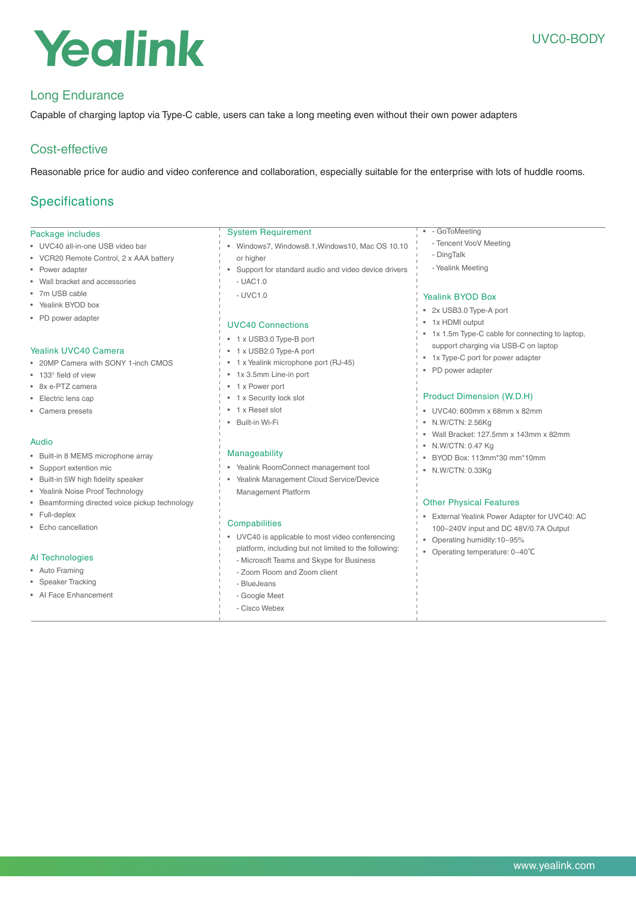## Long Endurance

Capable of charging laptop via Type-C cable, users can take a long meeting even without their own power adapters

## Cost-effective

Reasonable price for audio and video conference and collaboration, especially suitable for the enterprise with lots of huddle rooms.

## Specifications

### Package includes

- UVC40 all-in-one USB video bar
- VCR20 Remote Control, 2 x AAA battery
- Power adapter
- Wall bracket and accessories
- 7m USB cable
- Yealink BYOD box
- PD power adapter

### Yealink UVC40 Camera

- 20MP Camera with SONY 1-inch CMOS
- 133° field of view
- 8x e-PTZ camera
- Electric lens cap
- Camera presets

### Audio

- Built-in 8 MEMS microphone array
- Support extention mic
- Built-in 5W high fidelity speaker
- Yealink Noise Proof Technology
- Beamforming directed voice pickup technology
- Full-deplex
- Echo cancellation

### AI Technologies

- Auto Framing
- Speaker Tracking
- AI Face Enhancement

### System Requirement

- Windows7, Windows8.1,Windows10, Mac OS 10.10 or higher
- Support for standard audio and video device drivers
  - UAC1.0
  - UVC1.0

### UVC40 Connections

- 1 x USB3.0 Type-B port
- 1 x USB2.0 Type-A port
- 1 x Yealink microphone port (RJ-45)
- 1x 3.5mm Line-in port
- 1 x Power port
- 1 x Security lock slot
- 1 x Reset slot
- Built-in Wi-Fi

### Manageability

- Yealink RoomConnect management tool
- Yealink Management Cloud Service/Device Management Platform

### Compabilities

- UVC40 is applicable to most video conferencing platform, including but not limited to the following:
  - Microsoft Teams and Skype for Business
  - Zoom Room and Zoom client
  - BlueJeans
  - Google Meet
  - Cisco Webex
  - GoToMeeting
  - Tencent VooV Meeting
  - DingTalk
  - Yealink Meeting

### Yealink BYOD Box

- 2x USB3.0 Type-A port
- 1x HDMI output
- 1x 1.5m Type-C cable for connecting to laptop, support charging via USB-C on laptop
- 1x Type-C port for power adapter
- PD power adapter

### Product Dimension (W.D.H)

- UVC40: 600mm x 68mm x 82mm
- N.W/CTN: 2.56Kg
- Wall Bracket: 127.5mm x 143mm x 82mm
- N.W/CTN: 0.47 Kg
- BYOD Box: 113mm*30 mm*10mm
- N.W/CTN: 0.33Kg

### Other Physical Features

- External Yealink Power Adapter for UVC40: AC 100~240V input and DC 48V/0.7A Output
- Operating humidity:10~95%
- Operating temperature: 0~40℃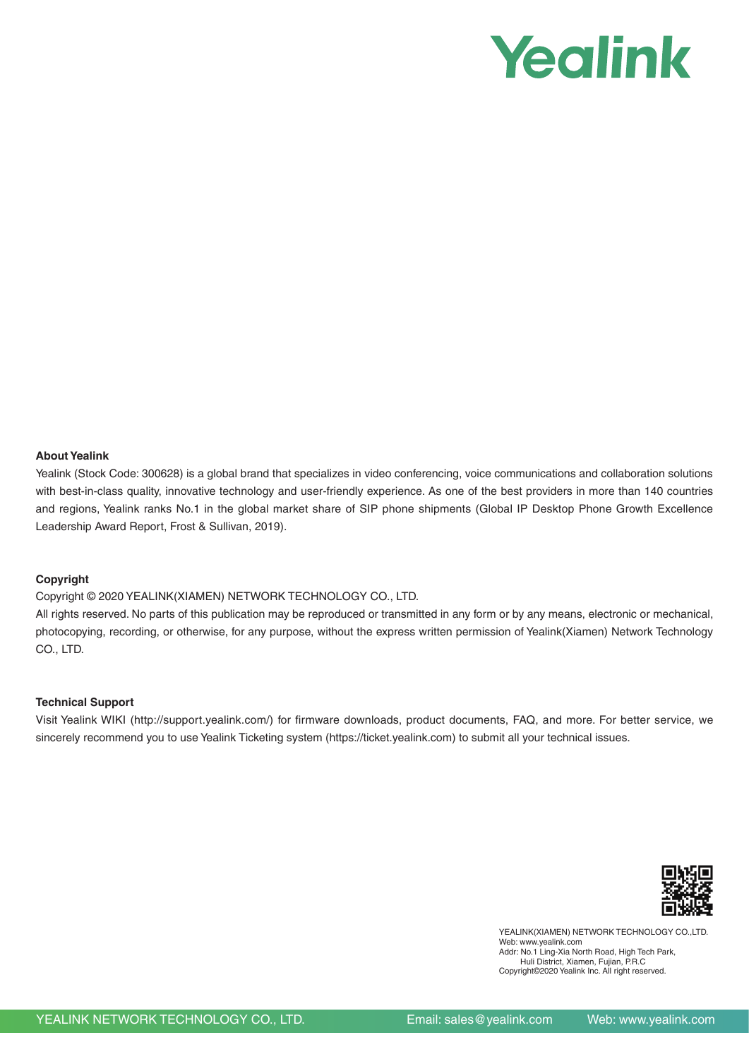Yealink

**About Yealink**

Yealink (Stock Code: 300628) is a global brand that specializes in video conferencing, voice communications and collaboration solutions with best-in-class quality, innovative technology and user-friendly experience. As one of the best providers in more than 140 countries and regions, Yealink ranks No.1 in the global market share of SIP phone shipments (Global IP Desktop Phone Growth Excellence Leadership Award Report, Frost & Sullivan, 2019).

**Copyright**

Copyright © 2020 YEALINK(XIAMEN) NETWORK TECHNOLOGY CO., LTD.

All rights reserved. No parts of this publication may be reproduced or transmitted in any form or by any means, electronic or mechanical, photocopying, recording, or otherwise, for any purpose, without the express written permission of Yealink(Xiamen) Network Technology CO., LTD.

**Technical Support**

Visit Yealink WIKI (http://support.yealink.com/) for firmware downloads, product documents, FAQ, and more. For better service, we sincerely recommend you to use Yealink Ticketing system (https://ticket.yealink.com) to submit all your technical issues.

YEALINK(XIAMEN) NETWORK TECHNOLOGY CO.,LTD.
Web: www.yealink.com
Addr: No.1 Ling-Xia North Road, High Tech Park,
Huli District, Xiamen, Fujian, P.R.C
Copyright©2020 Yealink Inc. All right reserved.

YEALINK NETWORK TECHNOLOGY CO., LTD. Email: sales@yealink.com Web: www.yealink.com